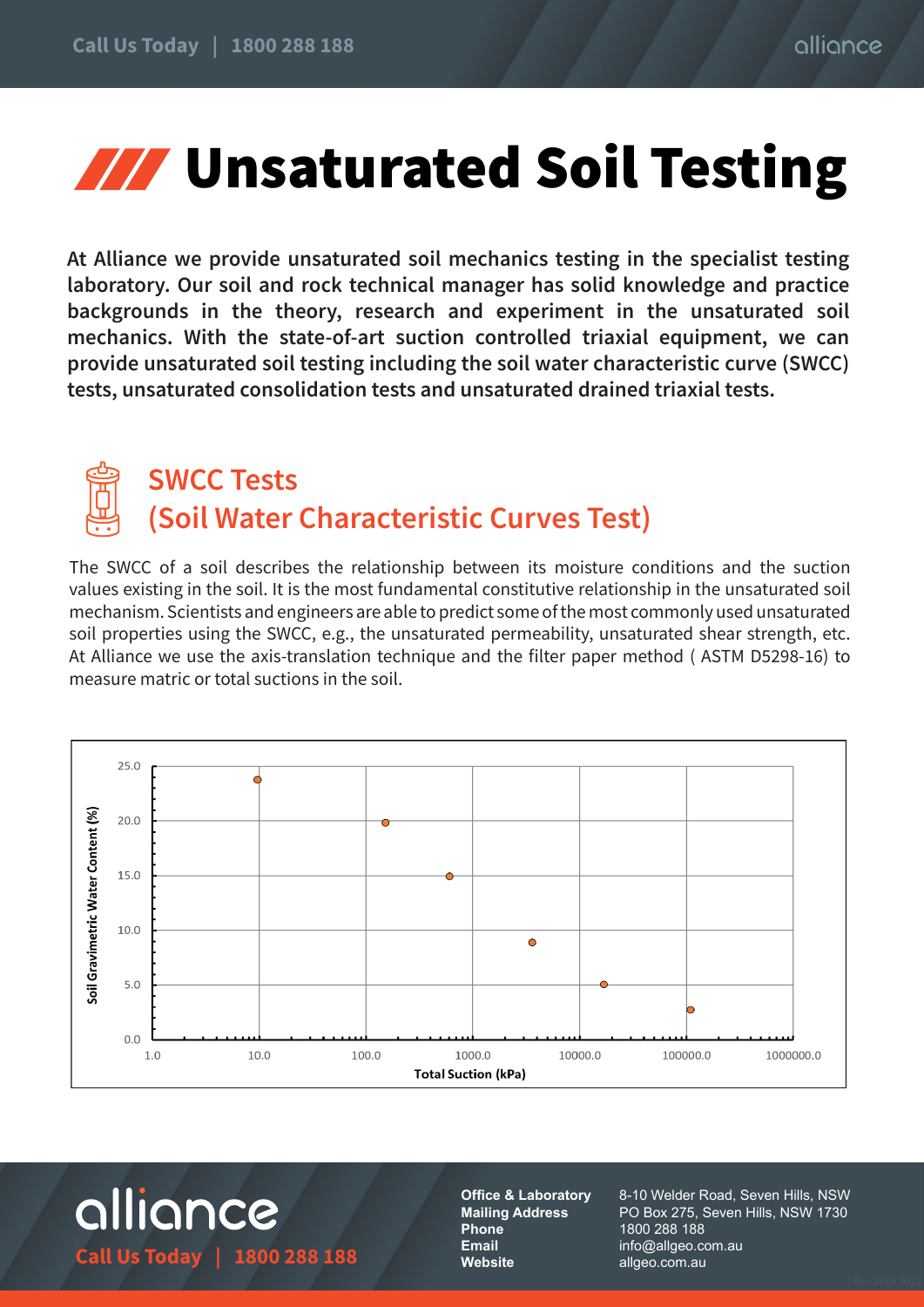# Unsaturated Soil Testing

**At Alliance we provide unsaturated soil mechanics testing in the specialist testing laboratory. Our soil and rock technical manager has solid knowledge and practice backgrounds in the theory, research and experiment in the unsaturated soil mechanics. With the state-of-art suction controlled triaxial equipment, we can provide unsaturated soil testing including the soil water characteristic curve (SWCC) tests, unsaturated consolidation tests and unsaturated drained triaxial tests.**

## SWCC Tests (Soil Water Characteristic Curves Test)

The SWCC of a soil describes the relationship between its moisture conditions and the suction values existing in the soil. It is the most fundamental constitutive relationship in the unsaturated soil mechanism. Scientists and engineers are able to predict some of the most commonly used unsaturated soil properties using the SWCC, e.g., the unsaturated permeability, unsaturated shear strength, etc. At Alliance we use the axis-translation technique and the filter paper method ( ASTM D5298-16) to measure matric or total suctions in the soil.

Soil Gravimetric Water Content (%)

25.0
20.0
15.0
10.0
5.0
0.0

1.0 10.0 100.0 1000.0 10000.0 100000.0 1000000.0

Total Suction (kPa)

**Office & Laboratory** 8-10 Welder Road, Seven Hills, NSW
**Mailing Address** PO Box 275, Seven Hills, NSW 1730
**Phone** 1800 288 188
**Email** info@allgeo.com.au
**Website** allgeo.com.au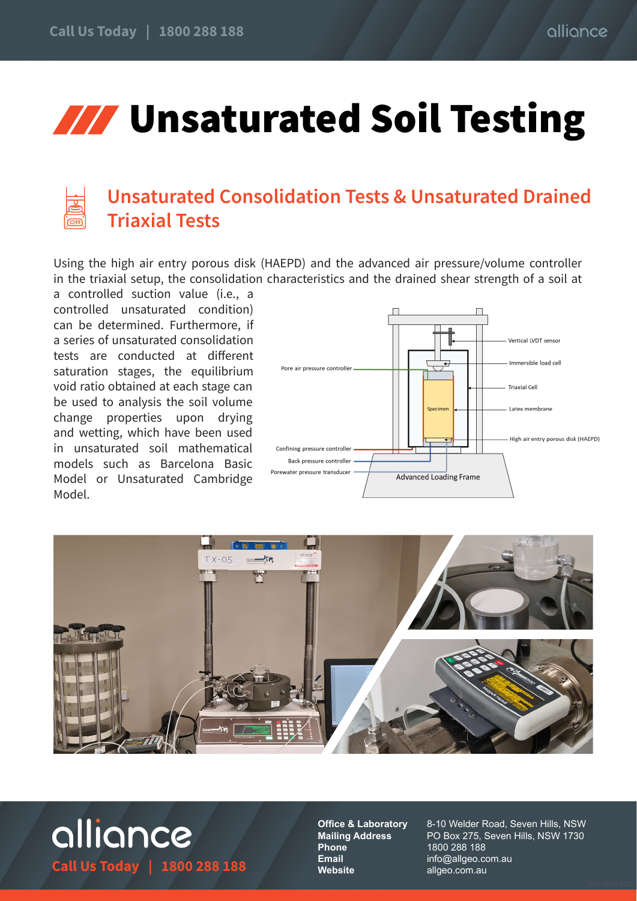# Unsaturated Soil Testing

## Unsaturated Consolidation Tests & Unsaturated Drained Triaxial Tests

Using the high air entry porous disk (HAEPD) and the advanced air pressure/volume controller in the triaxial setup, the consolidation characteristics and the drained shear strength of a soil at a controlled suction value (i.e., a controlled unsaturated condition) can be determined. Furthermore, if a series of unsaturated consolidation tests are conducted at different saturation stages, the equilibrium void ratio obtained at each stage can be used to analysis the soil volume change properties upon drying and wetting, which have been used in unsaturated soil mathematical models such as Barcelona Basic Model or Unsaturated Cambridge Model.

Vertical LVDT sensor
Pore air pressure controller
Immersible load cell
Triaxial Cell
Specimen
Latex membrane
High air entry porous disk (HAEPD)
Confining pressure controller
Back pressure controller
Porewater pressure transducer
Advanced Loading Frame

alliance

Call Us Today | 1800 288 188

| | |
|---|---|
| **Office & Laboratory** | 8-10 Welder Road, Seven Hills, NSW |
| **Mailing Address** | PO Box 275, Seven Hills, NSW 1730 |
| **Phone** | 1800 288 188 |
| **Email** | info@allgeo.com.au |
| **Website** | allgeo.com.au |